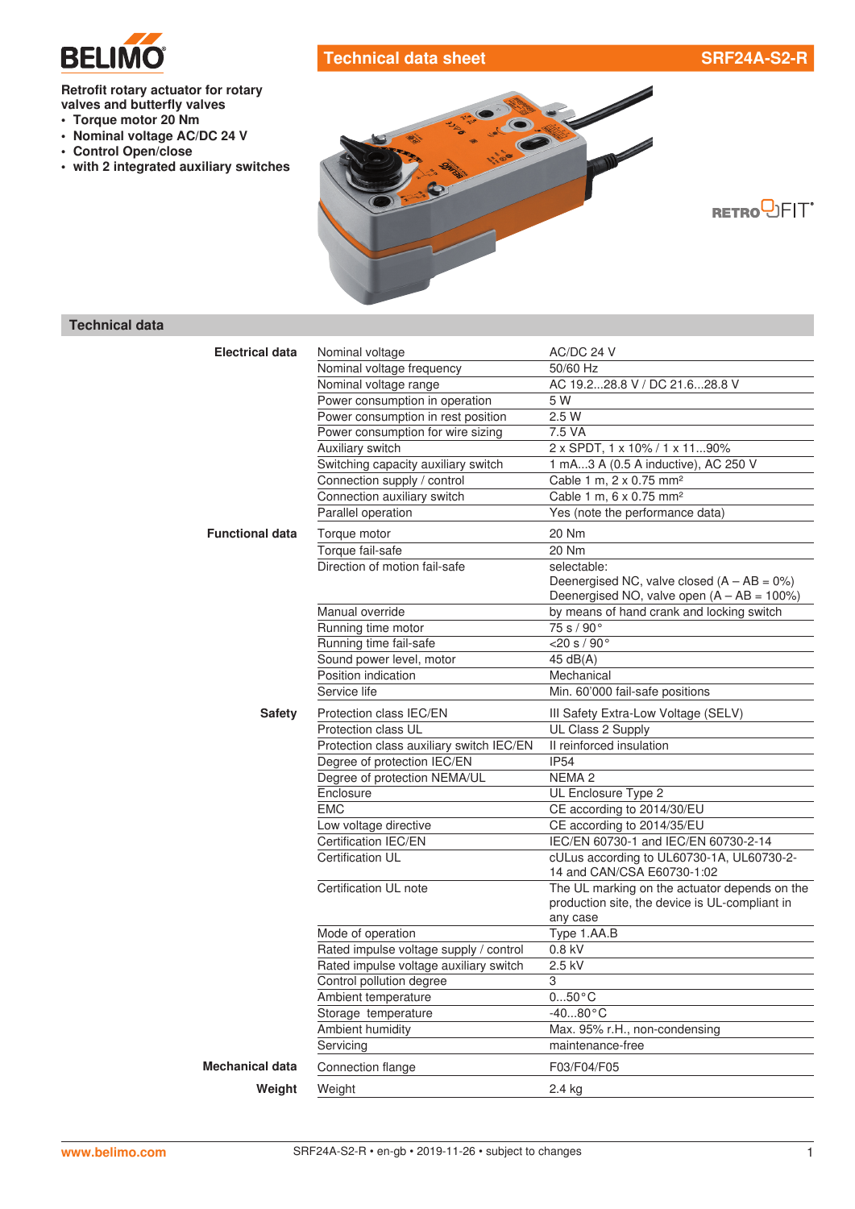# Technical data sheet SRF24A-S2-R

**Retrofit rotary actuator for rotary valves and butterfly valves**

- **Torque motor 20 Nm**
- **Nominal voltage AC/DC 24 V**
- **Control Open/close**
- **with 2 integrated auxiliary switches**

RETROFIT

## Technical data

| | | |
|---|---|---|
| **Electrical data** | Nominal voltage | AC/DC 24 V |
| | Nominal voltage frequency | 50/60 Hz |
| | Nominal voltage range | AC 19.2...28.8 V / DC 21.6...28.8 V |
| | Power consumption in operation | 5 W |
| | Power consumption in rest position | 2.5 W |
| | Power consumption for wire sizing | 7.5 VA |
| | Auxiliary switch | 2 x SPDT, 1 x 10% / 1 x 11...90% |
| | Switching capacity auxiliary switch | 1 mA...3 A (0.5 A inductive), AC 250 V |
| | Connection supply / control | Cable 1 m, 2 x 0.75 mm² |
| | Connection auxiliary switch | Cable 1 m, 6 x 0.75 mm² |
| | Parallel operation | Yes (note the performance data) |
| **Functional data** | Torque motor | 20 Nm |
| | Torque fail-safe | 20 Nm |
| | Direction of motion fail-safe | selectable: Deenergised NC, valve closed (A – AB = 0%) Deenergised NO, valve open (A – AB = 100%) |
| | Manual override | by means of hand crank and locking switch |
| | Running time motor | 75 s / 90° |
| | Running time fail-safe | <20 s / 90° |
| | Sound power level, motor | 45 dB(A) |
| | Position indication | Mechanical |
| | Service life | Min. 60'000 fail-safe positions |
| **Safety** | Protection class IEC/EN | III Safety Extra-Low Voltage (SELV) |
| | Protection class UL | UL Class 2 Supply |
| | Protection class auxiliary switch IEC/EN | II reinforced insulation |
| | Degree of protection IEC/EN | IP54 |
| | Degree of protection NEMA/UL | NEMA 2 |
| | Enclosure | UL Enclosure Type 2 |
| | EMC | CE according to 2014/30/EU |
| | Low voltage directive | CE according to 2014/35/EU |
| | Certification IEC/EN | IEC/EN 60730-1 and IEC/EN 60730-2-14 |
| | Certification UL | cULus according to UL60730-1A, UL60730-2-14 and CAN/CSA E60730-1:02 |
| | Certification UL note | The UL marking on the actuator depends on the production site, the device is UL-compliant in any case |
| | Mode of operation | Type 1.AA.B |
| | Rated impulse voltage supply / control | 0.8 kV |
| | Rated impulse voltage auxiliary switch | 2.5 kV |
| | Control pollution degree | 3 |
| | Ambient temperature | 0...50°C |
| | Storage temperature | -40...80°C |
| | Ambient humidity | Max. 95% r.H., non-condensing |
| | Servicing | maintenance-free |
| **Mechanical data** | Connection flange | F03/F04/F05 |
| **Weight** | Weight | 2.4 kg |

www.belimo.com SRF24A-S2-R • en-gb • 2019-11-26 • subject to changes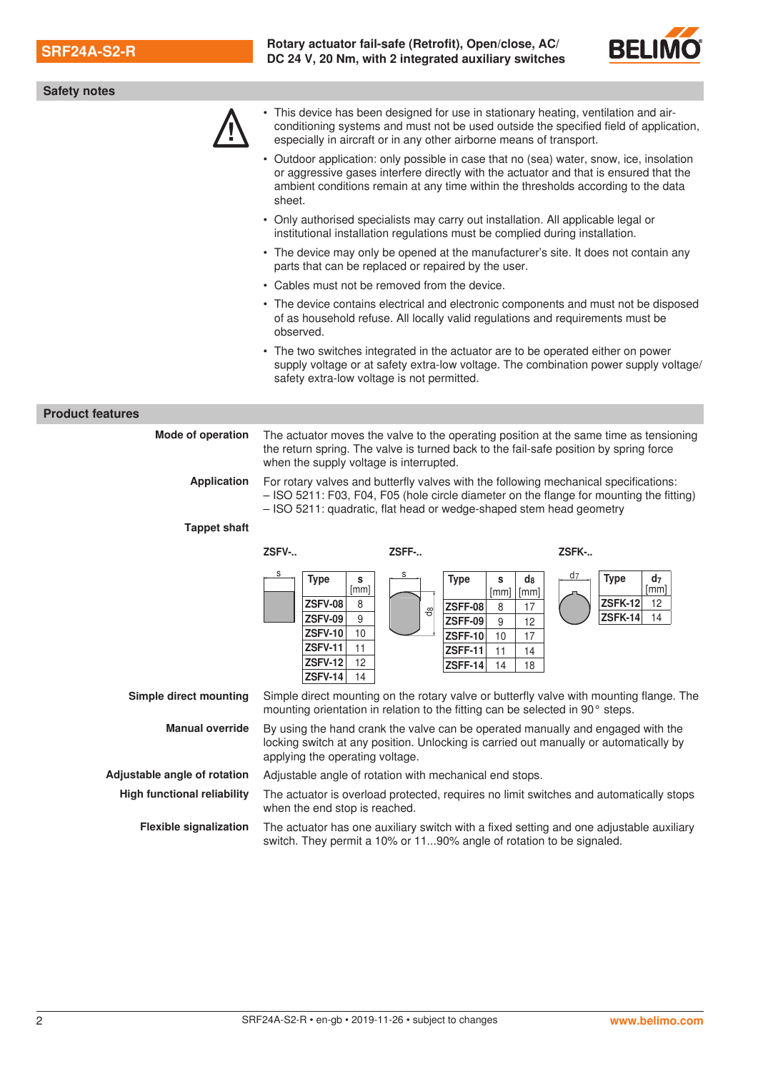## Safety notes

- This device has been designed for use in stationary heating, ventilation and air-conditioning systems and must not be used outside the specified field of application, especially in aircraft or in any other airborne means of transport.
- Outdoor application: only possible in case that no (sea) water, snow, ice, insolation or aggressive gases interfere directly with the actuator and that is ensured that the ambient conditions remain at any time within the thresholds according to the data sheet.
- Only authorised specialists may carry out installation. All applicable legal or institutional installation regulations must be complied during installation.
- The device may only be opened at the manufacturer's site. It does not contain any parts that can be replaced or repaired by the user.
- Cables must not be removed from the device.
- The device contains electrical and electronic components and must not be disposed of as household refuse. All locally valid regulations and requirements must be observed.
- The two switches integrated in the actuator are to be operated either on power supply voltage or at safety extra-low voltage. The combination power supply voltage/ safety extra-low voltage is not permitted.

## Product features

**Mode of operation**
The actuator moves the valve to the operating position at the same time as tensioning the return spring. The valve is turned back to the fail-safe position by spring force when the supply voltage is interrupted.

**Application**
For rotary valves and butterfly valves with the following mechanical specifications:
– ISO 5211: F03, F04, F05 (hole circle diameter on the flange for mounting the fitting)
– ISO 5211: quadratic, flat head or wedge-shaped stem head geometry

**Tappet shaft**

ZSFV-..

| Type | s [mm] |
|---|---|
| ZSFV-08 | 8 |
| ZSFV-09 | 9 |
| ZSFV-10 | 10 |
| ZSFV-11 | 11 |
| ZSFV-12 | 12 |
| ZSFV-14 | 14 |

ZSFF-..

| Type | s [mm] | $d_8$ [mm] |
|---|---|---|
| ZSFF-08 | 8 | 17 |
| ZSFF-09 | 9 | 12 |
| ZSFF-10 | 10 | 17 |
| ZSFF-11 | 11 | 14 |
| ZSFF-14 | 14 | 18 |

ZSFK-..

| Type | $d_7$ [mm] |
|---|---|
| ZSFK-12 | 12 |
| ZSFK-14 | 14 |

**Simple direct mounting**
Simple direct mounting on the rotary valve or butterfly valve with mounting flange. The mounting orientation in relation to the fitting can be selected in 90° steps.

**Manual override**
By using the hand crank the valve can be operated manually and engaged with the locking switch at any position. Unlocking is carried out manually or automatically by applying the operating voltage.

**Adjustable angle of rotation**
Adjustable angle of rotation with mechanical end stops.

**High functional reliability**
The actuator is overload protected, requires no limit switches and automatically stops when the end stop is reached.

**Flexible signalization**
The actuator has one auxiliary switch with a fixed setting and one adjustable auxiliary switch. They permit a 10% or 11...90% angle of rotation to be signaled.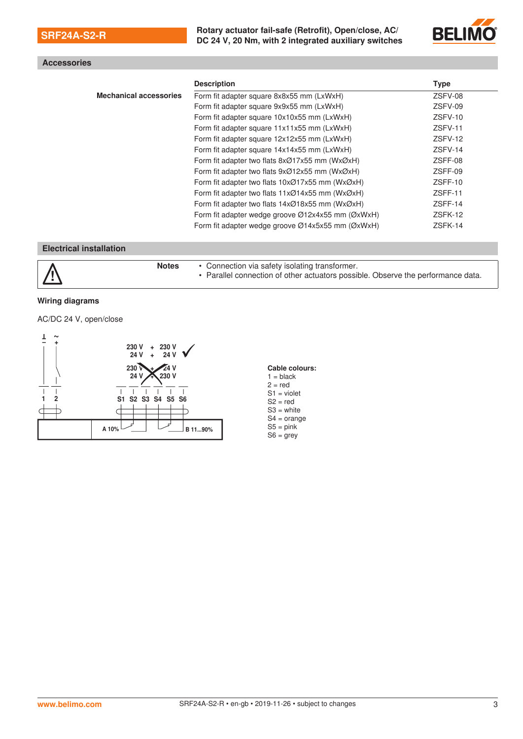## Accessories

| | Description | Type |
|---|---|---|
| **Mechanical accessories** | Form fit adapter square 8x8x55 mm (LxWxH) | ZSFV-08 |
| | Form fit adapter square 9x9x55 mm (LxWxH) | ZSFV-09 |
| | Form fit adapter square 10x10x55 mm (LxWxH) | ZSFV-10 |
| | Form fit adapter square 11x11x55 mm (LxWxH) | ZSFV-11 |
| | Form fit adapter square 12x12x55 mm (LxWxH) | ZSFV-12 |
| | Form fit adapter square 14x14x55 mm (LxWxH) | ZSFV-14 |
| | Form fit adapter two flats 8xØ17x55 mm (WxØxH) | ZSFF-08 |
| | Form fit adapter two flats 9xØ12x55 mm (WxØxH) | ZSFF-09 |
| | Form fit adapter two flats 10xØ17x55 mm (WxØxH) | ZSFF-10 |
| | Form fit adapter two flats 11xØ14x55 mm (WxØxH) | ZSFF-11 |
| | Form fit adapter two flats 14xØ18x55 mm (WxØxH) | ZSFF-14 |
| | Form fit adapter wedge groove Ø12x4x55 mm (ØxWxH) | ZSFK-12 |
| | Form fit adapter wedge groove Ø14x5x55 mm (ØxWxH) | ZSFK-14 |

## Electrical installation

**Notes**

- Connection via safety isolating transformer.
- Parallel connection of other actuators possible. Observe the performance data.

### Wiring diagrams

AC/DC 24 V, open/close

⊥ −
~ +
1 2

230 V + 230 V
24 V + 24 V

230 V + 24 V
24 V + 230 V

S1 S2 S3 S4 S5 S6

A 10%
B 11...90%

**Cable colours:**
1 = black
2 = red
S1 = violet
S2 = red
S3 = white
S4 = orange
S5 = pink
S6 = grey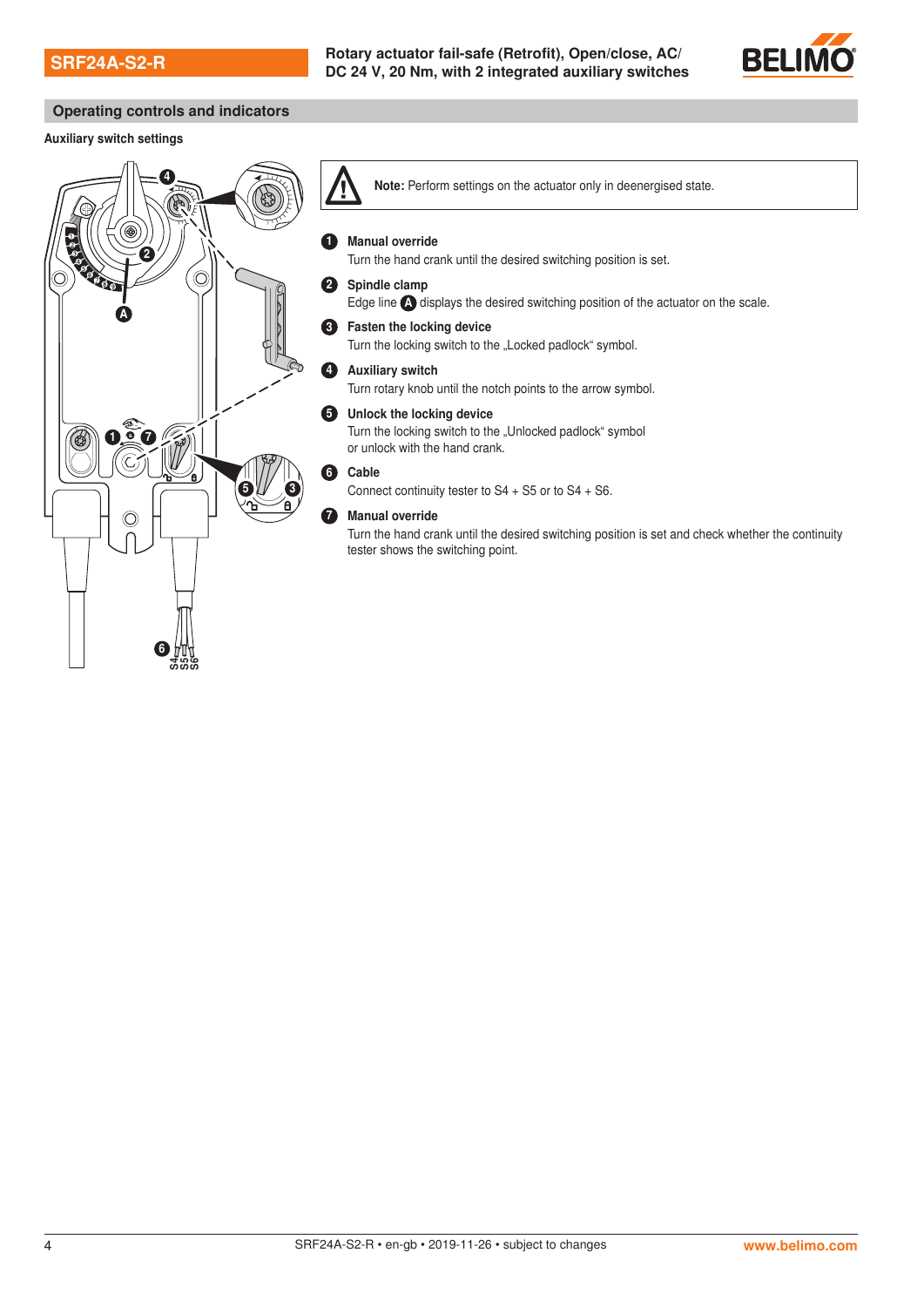## Operating controls and indicators

**Auxiliary switch settings**

**Note:** Perform settings on the actuator only in deenergised state.

1. **Manual override**
   Turn the hand crank until the desired switching position is set.
2. **Spindle clamp**
   Edge line A displays the desired switching position of the actuator on the scale.
3. **Fasten the locking device**
   Turn the locking switch to the „Locked padlock“ symbol.
4. **Auxiliary switch**
   Turn rotary knob until the notch points to the arrow symbol.
5. **Unlock the locking device**
   Turn the locking switch to the „Unlocked padlock“ symbol or unlock with the hand crank.
6. **Cable**
   Connect continuity tester to S4 + S5 or to S4 + S6.
7. **Manual override**
   Turn the hand crank until the desired switching position is set and check whether the continuity tester shows the switching point.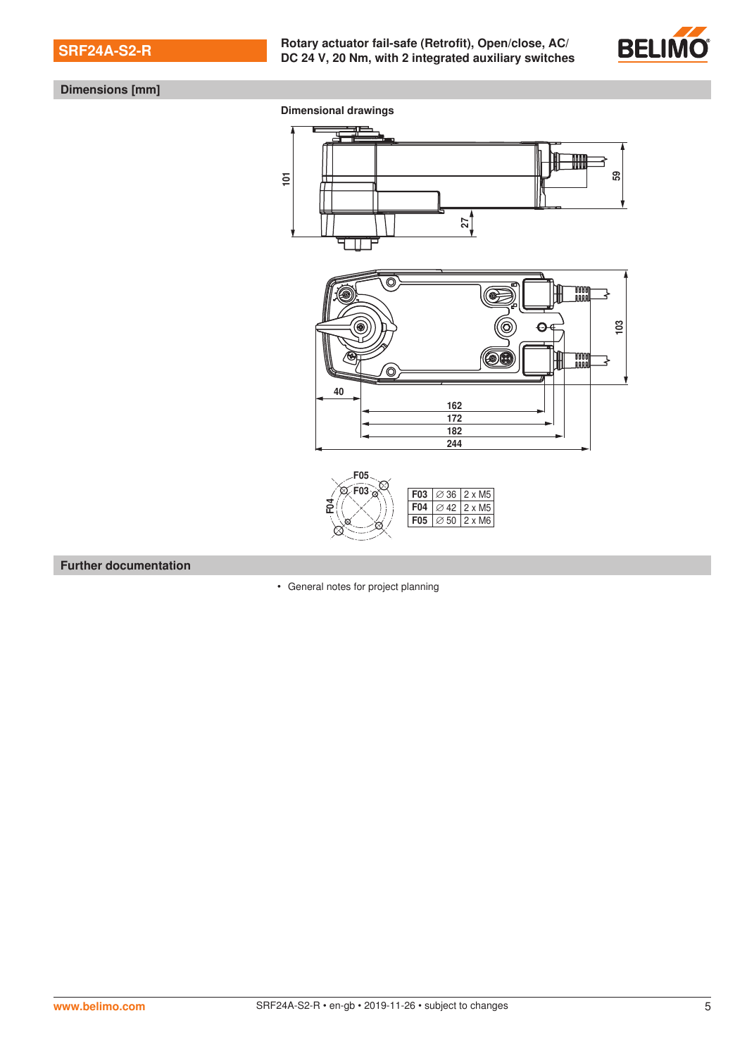## Dimensions [mm]

### Dimensional drawings

101

59

27

103

40

162

172

182

244

F05

F03

F04

| | | |
|---|---|---|
| F03 | ∅ 36 | 2 x M5 |
| F04 | ∅ 42 | 2 x M5 |
| F05 | ∅ 50 | 2 x M6 |

## Further documentation

- General notes for project planning